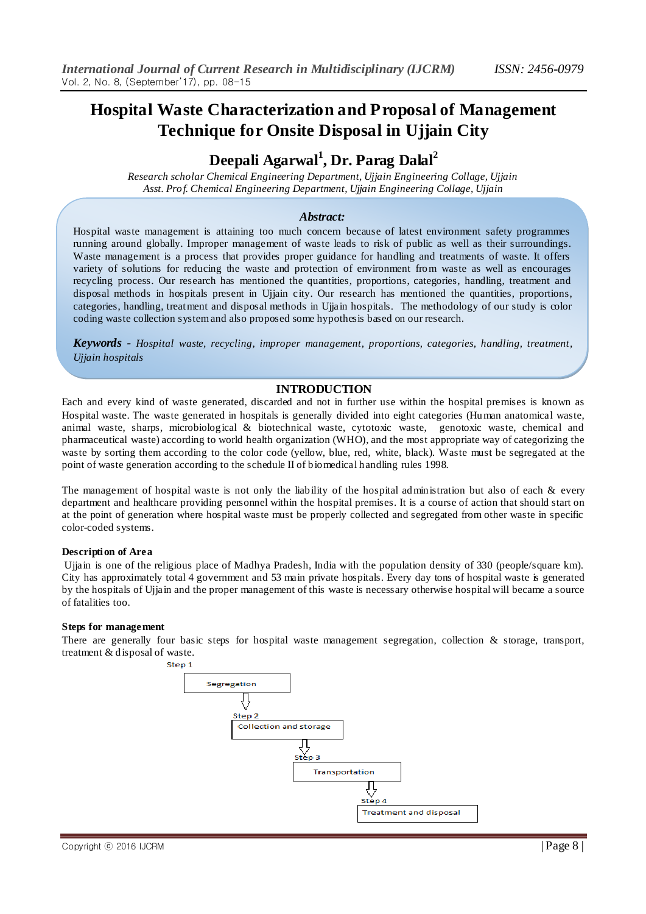# Hospital Waste Characterization and Proposal of Management Technique for Onsite Disposal in Ujjain City

## Deepali Agarwal[1], Dr. Parag Dalal[2]

*Research scholar Chemical Engineering Department, Ujjain Engineering Collage, Ujjain*
*Asst. Prof. Chemical Engineering Department, Ujjain Engineering Collage, Ujjain*

### *Abstract:*

Hospital waste management is attaining too much concern because of latest environment safety programmes running around globally. Improper management of waste leads to risk of public as well as their surroundings. Waste management is a process that provides proper guidance for handling and treatments of waste. It offers variety of solutions for reducing the waste and protection of environment from waste as well as encourages recycling process. Our research has mentioned the quantities, proportions, categories, handling, treatment and disposal methods in hospitals present in Ujjain city. Our research has mentioned the quantities, proportions, categories, handling, treatment and disposal methods in Ujjain hospitals. The methodology of our study is color coding waste collection system and also proposed some hypothesis based on our research.

***Keywords*** *- Hospital waste, recycling, improper management, proportions, categories, handling, treatment, Ujjain hospitals*

## INTRODUCTION

Each and every kind of waste generated, discarded and not in further use within the hospital premises is known as Hospital waste. The waste generated in hospitals is generally divided into eight categories (Human anatomical waste, animal waste, sharps, microbiological & biotechnical waste, cytotoxic waste, genotoxic waste, chemical and pharmaceutical waste) according to world health organization (WHO), and the most appropriate way of categorizing the waste by sorting them according to the color code (yellow, blue, red, white, black). Waste must be segregated at the point of waste generation according to the schedule II of biomedical handling rules 1998.

The management of hospital waste is not only the liability of the hospital administration but also of each & every department and healthcare providing personnel within the hospital premises. It is a course of action that should start on at the point of generation where hospital waste must be properly collected and segregated from other waste in specific color-coded systems.

### Description of Area

Ujjain is one of the religious place of Madhya Pradesh, India with the population density of 330 (people/square km). City has approximately total 4 government and 53 main private hospitals. Every day tons of hospital waste is generated by the hospitals of Ujjain and the proper management of this waste is necessary otherwise hospital will became a source of fatalities too.

### Steps for management

There are generally four basic steps for hospital waste management segregation, collection & storage, transport, treatment & disposal of waste.

Step 1: Segregation
↓
Step 2: Collection and storage
↓
Step 3: Transportation
↓
Step 4: Treatment and disposal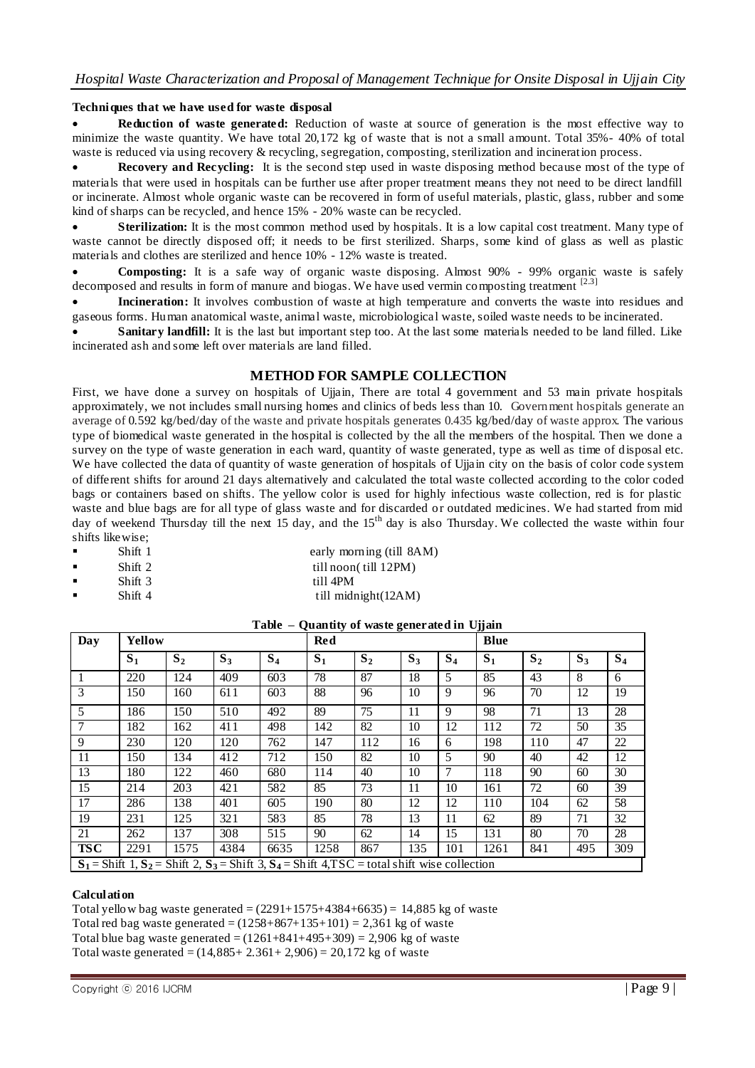**Techniques that we have used for waste disposal**

- **Reduction of waste generated:** Reduction of waste at source of generation is the most effective way to minimize the waste quantity. We have total 20,172 kg of waste that is not a small amount. Total 35%- 40% of total waste is reduced via using recovery & recycling, segregation, composting, sterilization and incineration process.
- **Recovery and Recycling:** It is the second step used in waste disposing method because most of the type of materials that were used in hospitals can be further use after proper treatment means they not need to be direct landfill or incinerate. Almost whole organic waste can be recovered in form of useful materials, plastic, glass, rubber and some kind of sharps can be recycled, and hence 15% - 20% waste can be recycled.
- **Sterilization:** It is the most common method used by hospitals. It is a low capital cost treatment. Many type of waste cannot be directly disposed off; it needs to be first sterilized. Sharps, some kind of glass as well as plastic materials and clothes are sterilized and hence 10% - 12% waste is treated.
- **Composting:** It is a safe way of organic waste disposing. Almost 90% - 99% organic waste is safely decomposed and results in form of manure and biogas. We have used vermin composting treatment [2.3]
- **Incineration:** It involves combustion of waste at high temperature and converts the waste into residues and gaseous forms. Human anatomical waste, animal waste, microbiological waste, soiled waste needs to be incinerated.
- **Sanitary landfill:** It is the last but important step too. At the last some materials needed to be land filled. Like incinerated ash and some left over materials are land filled.

## METHOD FOR SAMPLE COLLECTION

First, we have done a survey on hospitals of Ujjain, There are total 4 government and 53 main private hospitals approximately, we not includes small nursing homes and clinics of beds less than 10. Government hospitals generate an average of 0.592 kg/bed/day of the waste and private hospitals generates 0.435 kg/bed/day of waste approx. The various type of biomedical waste generated in the hospital is collected by the all the members of the hospital. Then we done a survey on the type of waste generation in each ward, quantity of waste generated, type as well as time of disposal etc. We have collected the data of quantity of waste generation of hospitals of Ujjain city on the basis of color code system of different shifts for around 21 days alternatively and calculated the total waste collected according to the color coded bags or containers based on shifts. The yellow color is used for highly infectious waste collection, red is for plastic waste and blue bags are for all type of glass waste and for discarded or outdated medicines. We had started from mid day of weekend Thursday till the next 15 day, and the 15th day is also Thursday. We collected the waste within four shifts likewise;

- Shift 1 — early morning (till 8AM)
- Shift 2 — till noon( till 12PM)
- Shift 3 — till 4PM
- Shift 4 — till midnight(12AM)

**Table – Quantity of waste generated in Ujjain**

| Day | Yellow | | | | Red | | | | Blue | | | |
|---|---|---|---|---|---|---|---|---|---|---|---|---|
| | $S_1$ | $S_2$ | $S_3$ | $S_4$ | $S_1$ | $S_2$ | $S_3$ | $S_4$ | $S_1$ | $S_2$ | $S_3$ | $S_4$ |
| 1 | 220 | 124 | 409 | 603 | 78 | 87 | 18 | 5 | 85 | 43 | 8 | 6 |
| 3 | 150 | 160 | 611 | 603 | 88 | 96 | 10 | 9 | 96 | 70 | 12 | 19 |
| 5 | 186 | 150 | 510 | 492 | 89 | 75 | 11 | 9 | 98 | 71 | 13 | 28 |
| 7 | 182 | 162 | 411 | 498 | 142 | 82 | 10 | 12 | 112 | 72 | 50 | 35 |
| 9 | 230 | 120 | 120 | 762 | 147 | 112 | 16 | 6 | 198 | 110 | 47 | 22 |
| 11 | 150 | 134 | 412 | 712 | 150 | 82 | 10 | 5 | 90 | 40 | 42 | 12 |
| 13 | 180 | 122 | 460 | 680 | 114 | 40 | 10 | 7 | 118 | 90 | 60 | 30 |
| 15 | 214 | 203 | 421 | 582 | 85 | 73 | 11 | 10 | 161 | 72 | 60 | 39 |
| 17 | 286 | 138 | 401 | 605 | 190 | 80 | 12 | 12 | 110 | 104 | 62 | 58 |
| 19 | 231 | 125 | 321 | 583 | 85 | 78 | 13 | 11 | 62 | 89 | 71 | 32 |
| 21 | 262 | 137 | 308 | 515 | 90 | 62 | 14 | 15 | 131 | 80 | 70 | 28 |
| **TSC** | 2291 | 1575 | 4384 | 6635 | 1258 | 867 | 135 | 101 | 1261 | 841 | 495 | 309 |

$S_1$ = Shift 1, $S_2$ = Shift 2, $S_3$ = Shift 3, $S_4$ = Shift 4, TSC = total shift wise collection

**Calculation**

Total yellow bag waste generated = (2291+1575+4384+6635) = 14,885 kg of waste
Total red bag waste generated = (1258+867+135+101) = 2,361 kg of waste
Total blue bag waste generated = (1261+841+495+309) = 2,906 kg of waste
Total waste generated = (14,885+ 2.361+ 2,906) = 20,172 kg of waste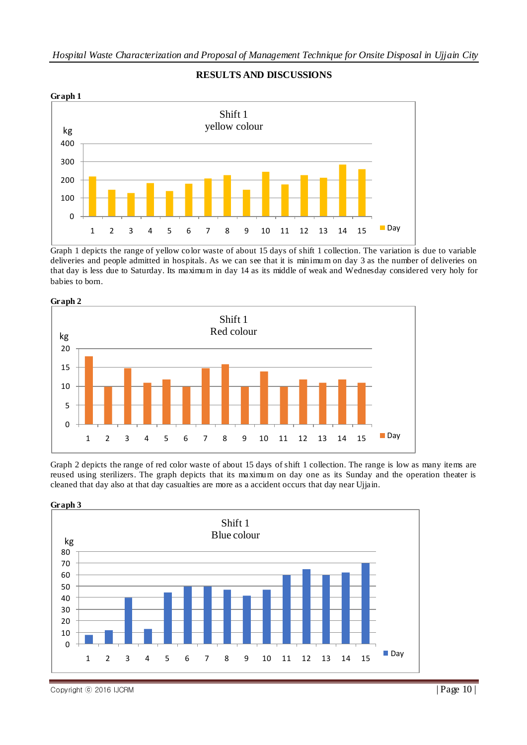## RESULTS AND DISCUSSIONS

**Graph 1**

Graph 1 depicts the range of yellow color waste of about 15 days of shift 1 collection. The variation is due to variable deliveries and people admitted in hospitals. As we can see that it is minimum on day 3 as the number of deliveries on that day is less due to Saturday. Its maximum in day 14 as its middle of weak and Wednesday considered very holy for babies to born.

**Graph 2**

Graph 2 depicts the range of red color waste of about 15 days of shift 1 collection. The range is low as many items are reused using sterilizers. The graph depicts that its maximum on day one as its Sunday and the operation theater is cleaned that day also at that day casualties are more as a accident occurs that day near Ujjain.

**Graph 3**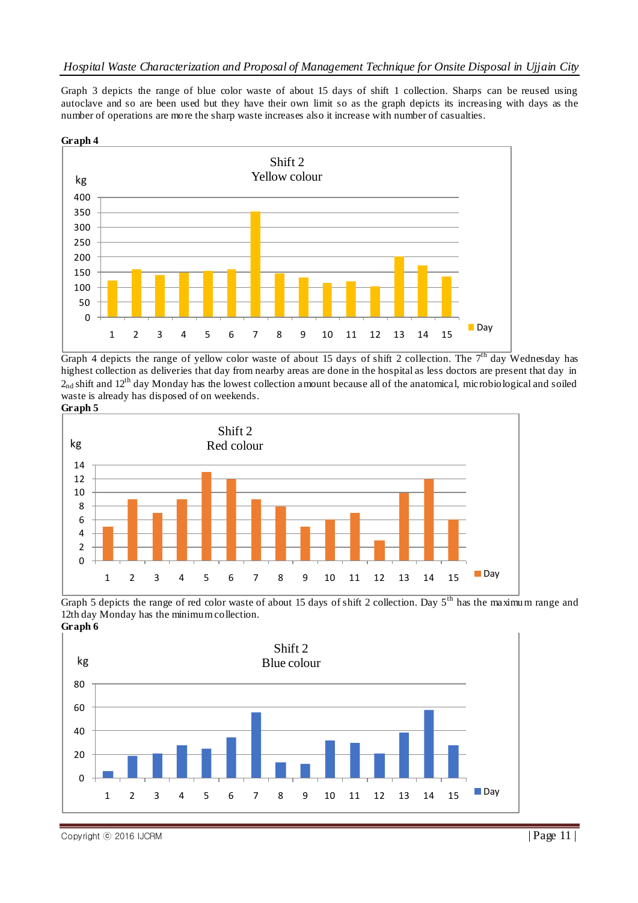Graph 3 depicts the range of blue color waste of about 15 days of shift 1 collection. Sharps can be reused using autoclave and so are been used but they have their own limit so as the graph depicts its increasing with days as the number of operations are more the sharp waste increases also it increase with number of casualties.

**Graph 4**

Shift 2
Yellow colour

Graph 4 depicts the range of yellow color waste of about 15 days of shift 2 collection. The 7[th] day Wednesday has highest collection as deliveries that day from nearby areas are done in the hospital as less doctors are present that day in $2_{nd}$ shift and 12[th] day Monday has the lowest collection amount because all of the anatomical, microbiological and soiled waste is already has disposed of on weekends.

**Graph 5**

Shift 2
Red colour

Graph 5 depicts the range of red color waste of about 15 days of shift 2 collection. Day 5[th] has the maximum range and 12th day Monday has the minimum collection.

**Graph 6**

Shift 2
Blue colour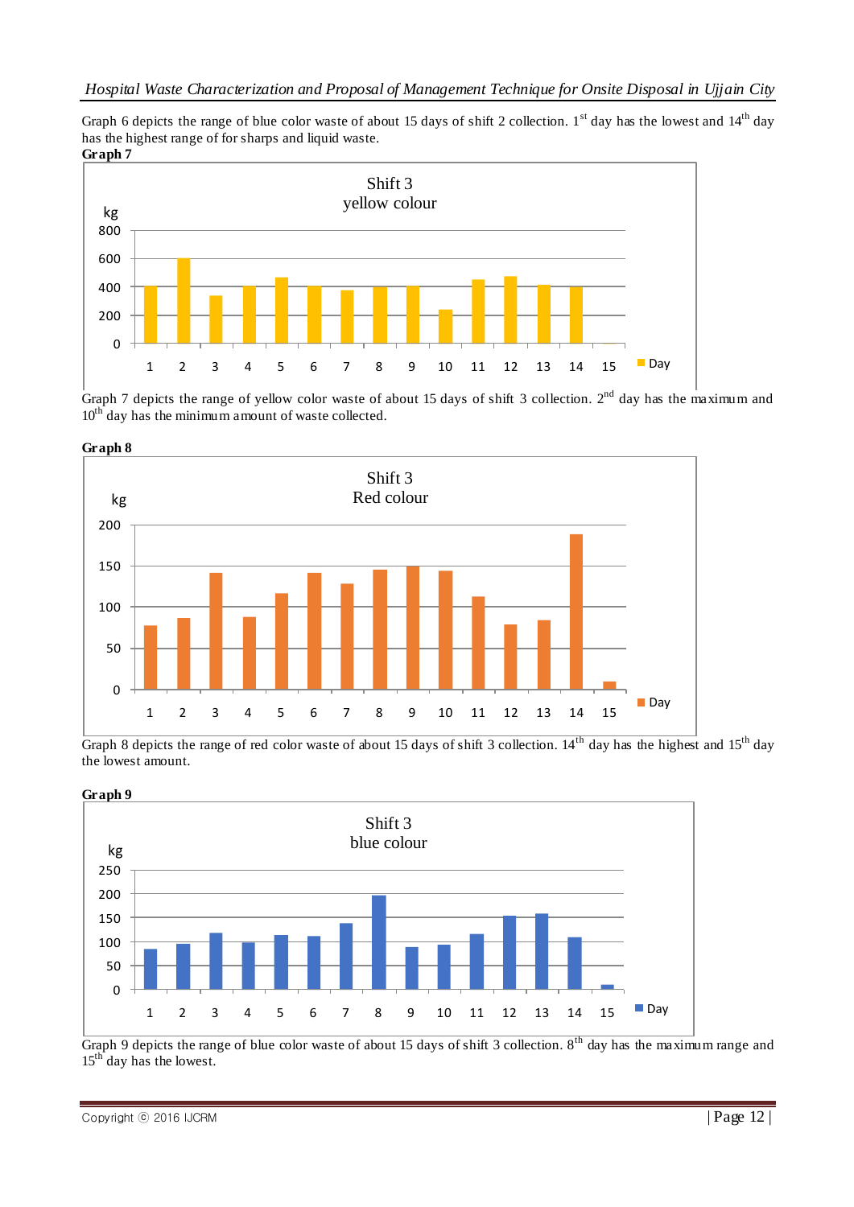Graph 6 depicts the range of blue color waste of about 15 days of shift 2 collection. 1st day has the lowest and 14th day has the highest range of for sharps and liquid waste.

**Graph 7**

Graph 7 depicts the range of yellow color waste of about 15 days of shift 3 collection. 2nd day has the maximum and 10th day has the minimum amount of waste collected.

**Graph 8**

Graph 8 depicts the range of red color waste of about 15 days of shift 3 collection. 14th day has the highest and 15th day the lowest amount.

**Graph 9**

Graph 9 depicts the range of blue color waste of about 15 days of shift 3 collection. 8th day has the maximum range and 15th day has the lowest.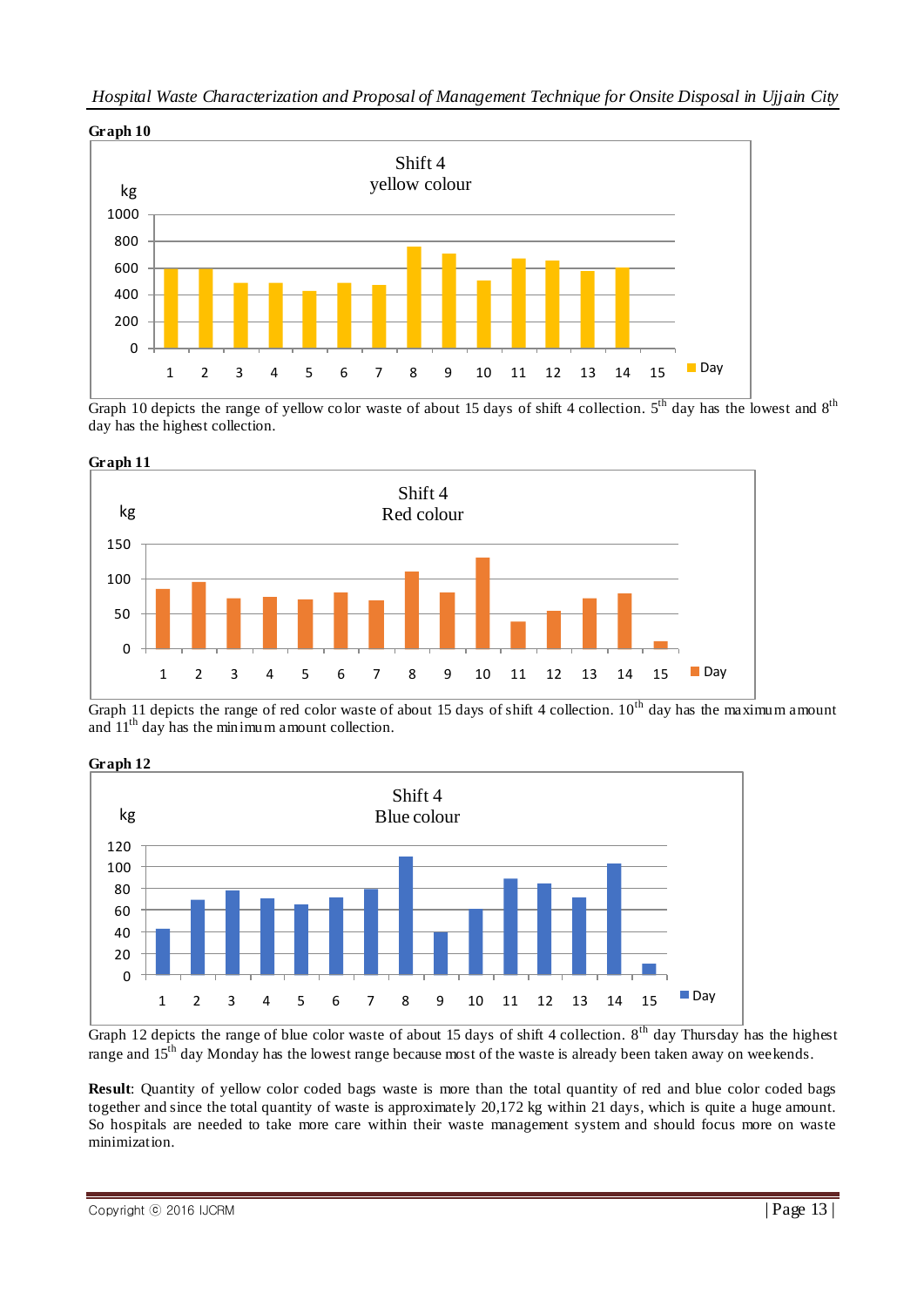**Graph 10**

Graph 10 depicts the range of yellow color waste of about 15 days of shift 4 collection. 5th day has the lowest and 8th day has the highest collection.

**Graph 11**

Graph 11 depicts the range of red color waste of about 15 days of shift 4 collection. 10th day has the maximum amount and 11th day has the minimum amount collection.

**Graph 12**

Graph 12 depicts the range of blue color waste of about 15 days of shift 4 collection. 8th day Thursday has the highest range and 15th day Monday has the lowest range because most of the waste is already been taken away on weekends.

**Result**: Quantity of yellow color coded bags waste is more than the total quantity of red and blue color coded bags together and since the total quantity of waste is approximately 20,172 kg within 21 days, which is quite a huge amount. So hospitals are needed to take more care within their waste management system and should focus more on waste minimization.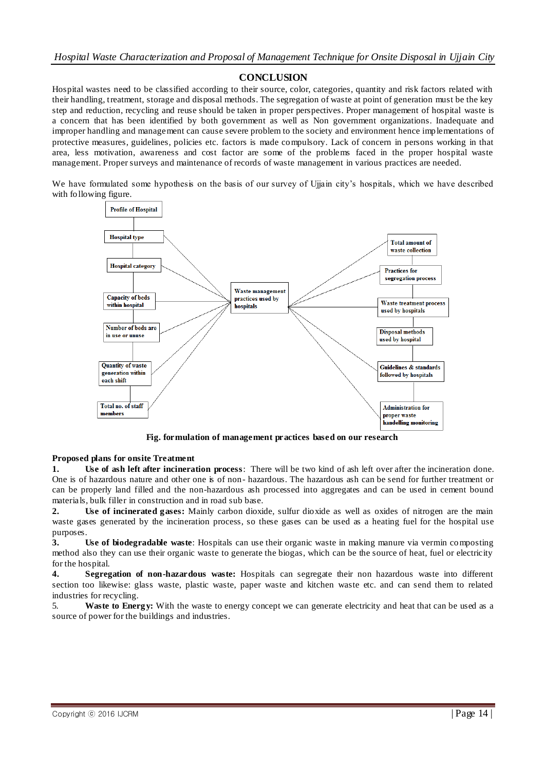## CONCLUSION

Hospital wastes need to be classified according to their source, color, categories, quantity and risk factors related with their handling, treatment, storage and disposal methods. The segregation of waste at point of generation must be the key step and reduction, recycling and reuse should be taken in proper perspectives. Proper management of hospital waste is a concern that has been identified by both government as well as Non government organizations. Inadequate and improper handling and management can cause severe problem to the society and environment hence implementations of protective measures, guidelines, policies etc. factors is made compulsory. Lack of concern in persons working in that area, less motivation, awareness and cost factor are some of the problems faced in the proper hospital waste management. Proper surveys and maintenance of records of waste management in various practices are needed.

We have formulated some hypothesis on the basis of our survey of Ujjain city's hospitals, which we have described with following figure.

Profile of Hospital

Hospital type

Hospital category

Capacity of beds within hospital

Number of beds are in use or unuse

Quantity of waste generation within each shift

Total no. of staff members

Waste management practices used by hospitals

Total amount of waste collection

Practices for segregation process

Waste treatment process used by hospitals

Disposal methods used by hospital

Guidelines & standards followed by hospitals

Administration for proper waste handelling monitoring

**Fig. formulation of management practices based on our research**

**Proposed plans for onsite Treatment**

1. **Use of ash left after incineration process**: There will be two kind of ash left over after the incineration done. One is of hazardous nature and other one is of non- hazardous. The hazardous ash can be send for further treatment or can be properly land filled and the non-hazardous ash processed into aggregates and can be used in cement bound materials, bulk filler in construction and in road sub base.
2. **Use of incinerated gases:** Mainly carbon dioxide, sulfur dioxide as well as oxides of nitrogen are the main waste gases generated by the incineration process, so these gases can be used as a heating fuel for the hospital use purposes.
3. **Use of biodegradable waste**: Hospitals can use their organic waste in making manure via vermin composting method also they can use their organic waste to generate the biogas, which can be the source of heat, fuel or electricity for the hospital.
4. **Segregation of non-hazardous waste:** Hospitals can segregate their non hazardous waste into different section too likewise: glass waste, plastic waste, paper waste and kitchen waste etc. and can send them to related industries for recycling.
5. **Waste to Energy:** With the waste to energy concept we can generate electricity and heat that can be used as a source of power for the buildings and industries.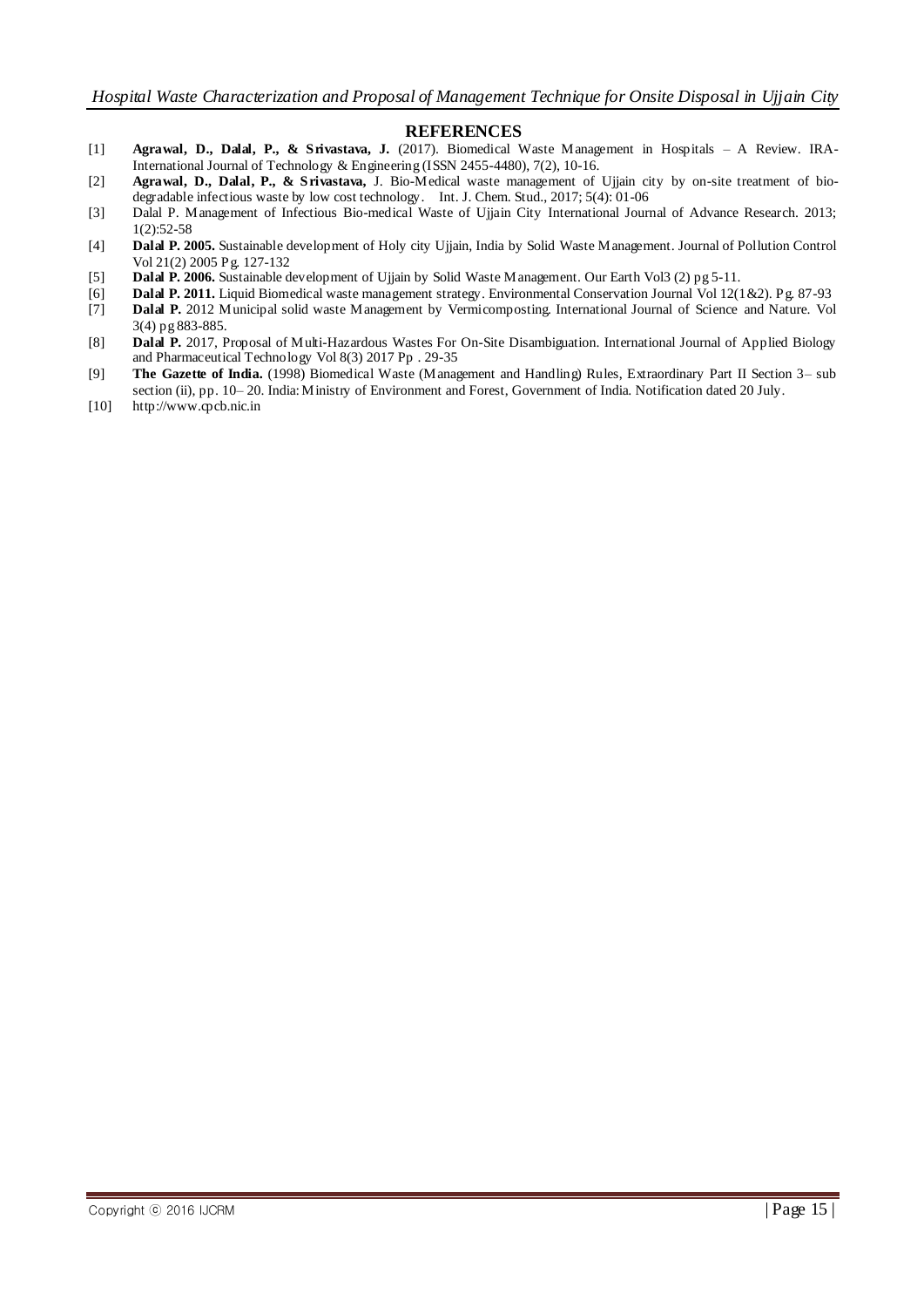## REFERENCES

[1] **Agrawal, D., Dalal, P., & Srivastava, J.** (2017). Biomedical Waste Management in Hospitals – A Review. IRA-International Journal of Technology & Engineering (ISSN 2455-4480), 7(2), 10-16.

[2] **Agrawal, D., Dalal, P., & Srivastava,** J. Bio-Medical waste management of Ujjain city by on-site treatment of bio-degradable infectious waste by low cost technology. Int. J. Chem. Stud., 2017; 5(4): 01-06

[3] Dalal P. Management of Infectious Bio-medical Waste of Ujjain City International Journal of Advance Research. 2013; 1(2):52-58

[4] **Dalal P. 2005.** Sustainable development of Holy city Ujjain, India by Solid Waste Management. Journal of Pollution Control Vol 21(2) 2005 Pg. 127-132

[5] **Dalal P. 2006.** Sustainable development of Ujjain by Solid Waste Management. Our Earth Vol3 (2) pg 5-11.

[6] **Dalal P. 2011.** Liquid Biomedical waste management strategy. Environmental Conservation Journal Vol 12(1&2). Pg. 87-93

[7] **Dalal P.** 2012 Municipal solid waste Management by Vermicomposting. International Journal of Science and Nature. Vol 3(4) pg 883-885.

[8] **Dalal P.** 2017, Proposal of Multi-Hazardous Wastes For On-Site Disambiguation. International Journal of Applied Biology and Pharmaceutical Technology Vol 8(3) 2017 Pp . 29-35

[9] **The Gazette of India.** (1998) Biomedical Waste (Management and Handling) Rules, Extraordinary Part II Section 3– sub section (ii), pp. 10– 20. India: Ministry of Environment and Forest, Government of India. Notification dated 20 July.

[10] http://www.cpcb.nic.in